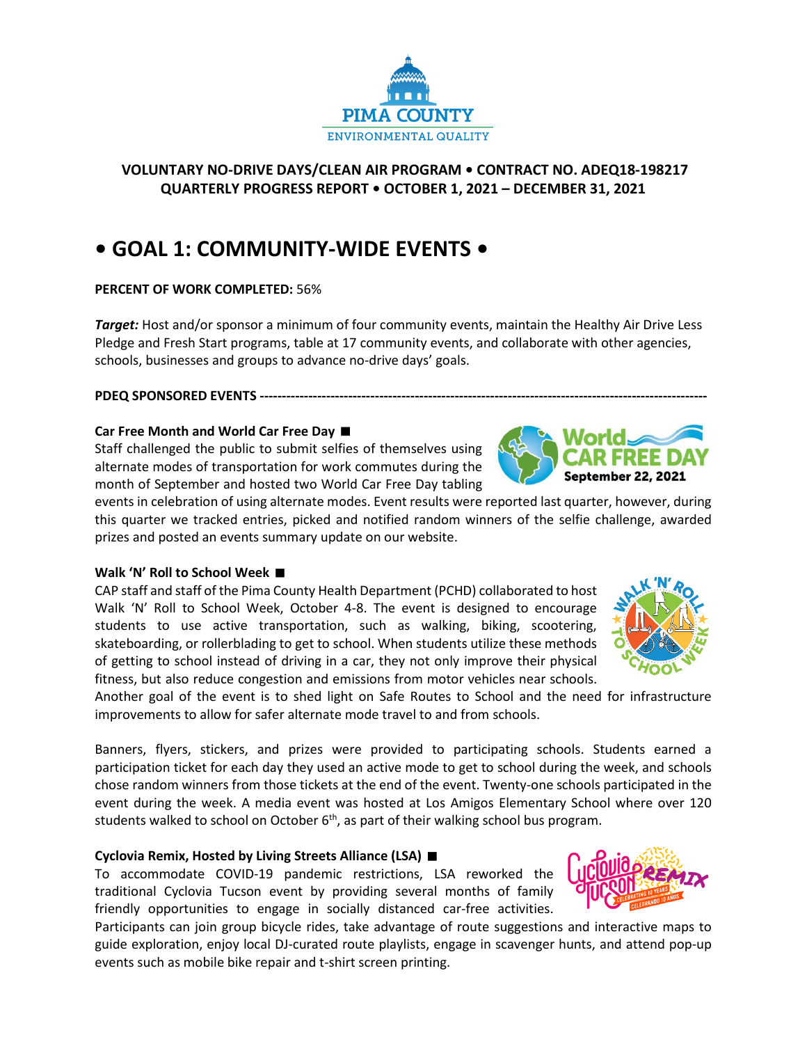**VOLUNTARY NO-DRIVE DAYS/CLEAN AIR PROGRAM • CONTRACT NO. ADEQ18-198217**
**QUARTERLY PROGRESS REPORT • OCTOBER 1, 2021 – DECEMBER 31, 2021**

# • GOAL 1: COMMUNITY-WIDE EVENTS •

**PERCENT OF WORK COMPLETED:** 56%

***Target:*** Host and/or sponsor a minimum of four community events, maintain the Healthy Air Drive Less Pledge and Fresh Start programs, table at 17 community events, and collaborate with other agencies, schools, businesses and groups to advance no-drive days' goals.

**PDEQ SPONSORED EVENTS ----------------------------------------------------------------------------------------------------**

**Car Free Month and World Car Free Day ■**

Staff challenged the public to submit selfies of themselves using alternate modes of transportation for work commutes during the month of September and hosted two World Car Free Day tabling events in celebration of using alternate modes. Event results were reported last quarter, however, during this quarter we tracked entries, picked and notified random winners of the selfie challenge, awarded prizes and posted an events summary update on our website.

**Walk 'N' Roll to School Week ■**

CAP staff and staff of the Pima County Health Department (PCHD) collaborated to host Walk 'N' Roll to School Week, October 4-8. The event is designed to encourage students to use active transportation, such as walking, biking, scootering, skateboarding, or rollerblading to get to school. When students utilize these methods of getting to school instead of driving in a car, they not only improve their physical fitness, but also reduce congestion and emissions from motor vehicles near schools. Another goal of the event is to shed light on Safe Routes to School and the need for infrastructure improvements to allow for safer alternate mode travel to and from schools.

Banners, flyers, stickers, and prizes were provided to participating schools. Students earned a participation ticket for each day they used an active mode to get to school during the week, and schools chose random winners from those tickets at the end of the event. Twenty-one schools participated in the event during the week. A media event was hosted at Los Amigos Elementary School where over 120 students walked to school on October 6th, as part of their walking school bus program.

**Cyclovia Remix, Hosted by Living Streets Alliance (LSA) ■**

To accommodate COVID-19 pandemic restrictions, LSA reworked the traditional Cyclovia Tucson event by providing several months of family friendly opportunities to engage in socially distanced car-free activities. Participants can join group bicycle rides, take advantage of route suggestions and interactive maps to guide exploration, enjoy local DJ-curated route playlists, engage in scavenger hunts, and attend pop-up events such as mobile bike repair and t-shirt screen printing.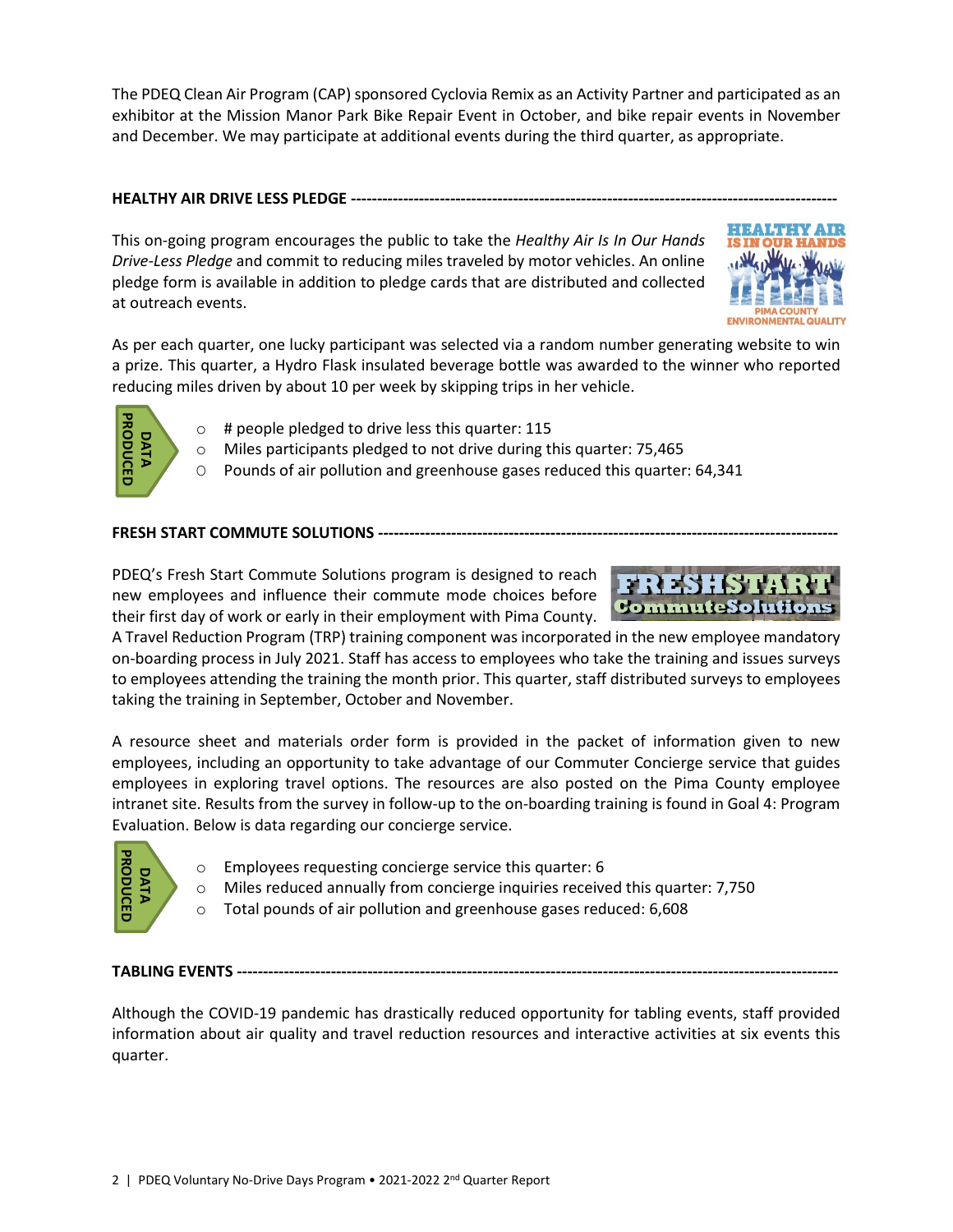The PDEQ Clean Air Program (CAP) sponsored Cyclovia Remix as an Activity Partner and participated as an exhibitor at the Mission Manor Park Bike Repair Event in October, and bike repair events in November and December. We may participate at additional events during the third quarter, as appropriate.

**HEALTHY AIR DRIVE LESS PLEDGE** ----------------------------------------------------------------------------------------

This on-going program encourages the public to take the *Healthy Air Is In Our Hands Drive-Less Pledge* and commit to reducing miles traveled by motor vehicles. An online pledge form is available in addition to pledge cards that are distributed and collected at outreach events.

As per each quarter, one lucky participant was selected via a random number generating website to win a prize. This quarter, a Hydro Flask insulated beverage bottle was awarded to the winner who reported reducing miles driven by about 10 per week by skipping trips in her vehicle.

DATA PRODUCED

- # people pledged to drive less this quarter: 115
- Miles participants pledged to not drive during this quarter: 75,465
- Pounds of air pollution and greenhouse gases reduced this quarter: 64,341

**FRESH START COMMUTE SOLUTIONS** ----------------------------------------------------------------------------------

PDEQ's Fresh Start Commute Solutions program is designed to reach new employees and influence their commute mode choices before their first day of work or early in their employment with Pima County. A Travel Reduction Program (TRP) training component was incorporated in the new employee mandatory on-boarding process in July 2021. Staff has access to employees who take the training and issues surveys to employees attending the training the month prior. This quarter, staff distributed surveys to employees taking the training in September, October and November.

A resource sheet and materials order form is provided in the packet of information given to new employees, including an opportunity to take advantage of our Commuter Concierge service that guides employees in exploring travel options. The resources are also posted on the Pima County employee intranet site. Results from the survey in follow-up to the on-boarding training is found in Goal 4: Program Evaluation. Below is data regarding our concierge service.

DATA PRODUCED

- Employees requesting concierge service this quarter: 6
- Miles reduced annually from concierge inquiries received this quarter: 7,750
- Total pounds of air pollution and greenhouse gases reduced: 6,608

**TABLING EVENTS** ---------------------------------------------------------------------------------------------------------

Although the COVID-19 pandemic has drastically reduced opportunity for tabling events, staff provided information about air quality and travel reduction resources and interactive activities at six events this quarter.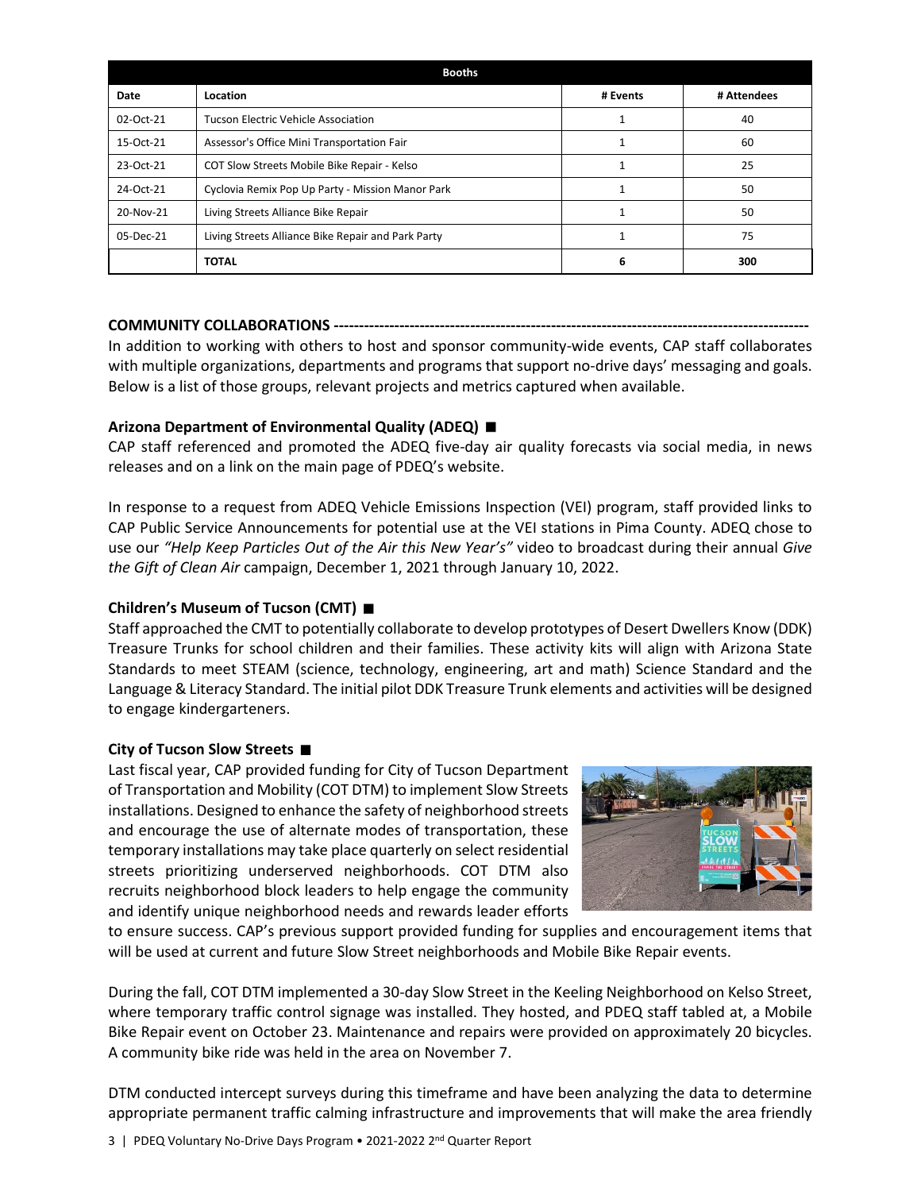| Booths | | | |
|---|---|---|---|
| **Date** | **Location** | **# Events** | **# Attendees** |
| 02-Oct-21 | Tucson Electric Vehicle Association | 1 | 40 |
| 15-Oct-21 | Assessor's Office Mini Transportation Fair | 1 | 60 |
| 23-Oct-21 | COT Slow Streets Mobile Bike Repair - Kelso | 1 | 25 |
| 24-Oct-21 | Cyclovia Remix Pop Up Party - Mission Manor Park | 1 | 50 |
| 20-Nov-21 | Living Streets Alliance Bike Repair | 1 | 50 |
| 05-Dec-21 | Living Streets Alliance Bike Repair and Park Party | 1 | 75 |
| | **TOTAL** | **6** | **300** |

## COMMUNITY COLLABORATIONS ------------------------------------------------------------------------------------------

In addition to working with others to host and sponsor community-wide events, CAP staff collaborates with multiple organizations, departments and programs that support no-drive days' messaging and goals. Below is a list of those groups, relevant projects and metrics captured when available.

### Arizona Department of Environmental Quality (ADEQ) ■

CAP staff referenced and promoted the ADEQ five-day air quality forecasts via social media, in news releases and on a link on the main page of PDEQ's website.

In response to a request from ADEQ Vehicle Emissions Inspection (VEI) program, staff provided links to CAP Public Service Announcements for potential use at the VEI stations in Pima County. ADEQ chose to use our *"Help Keep Particles Out of the Air this New Year's"* video to broadcast during their annual *Give the Gift of Clean Air* campaign, December 1, 2021 through January 10, 2022.

### Children's Museum of Tucson (CMT) ■

Staff approached the CMT to potentially collaborate to develop prototypes of Desert Dwellers Know (DDK) Treasure Trunks for school children and their families. These activity kits will align with Arizona State Standards to meet STEAM (science, technology, engineering, art and math) Science Standard and the Language & Literacy Standard. The initial pilot DDK Treasure Trunk elements and activities will be designed to engage kindergarteners.

### City of Tucson Slow Streets ■

Last fiscal year, CAP provided funding for City of Tucson Department of Transportation and Mobility (COT DTM) to implement Slow Streets installations. Designed to enhance the safety of neighborhood streets and encourage the use of alternate modes of transportation, these temporary installations may take place quarterly on select residential streets prioritizing underserved neighborhoods. COT DTM also recruits neighborhood block leaders to help engage the community and identify unique neighborhood needs and rewards leader efforts to ensure success. CAP's previous support provided funding for supplies and encouragement items that will be used at current and future Slow Street neighborhoods and Mobile Bike Repair events.

During the fall, COT DTM implemented a 30-day Slow Street in the Keeling Neighborhood on Kelso Street, where temporary traffic control signage was installed. They hosted, and PDEQ staff tabled at, a Mobile Bike Repair event on October 23. Maintenance and repairs were provided on approximately 20 bicycles. A community bike ride was held in the area on November 7.

DTM conducted intercept surveys during this timeframe and have been analyzing the data to determine appropriate permanent traffic calming infrastructure and improvements that will make the area friendly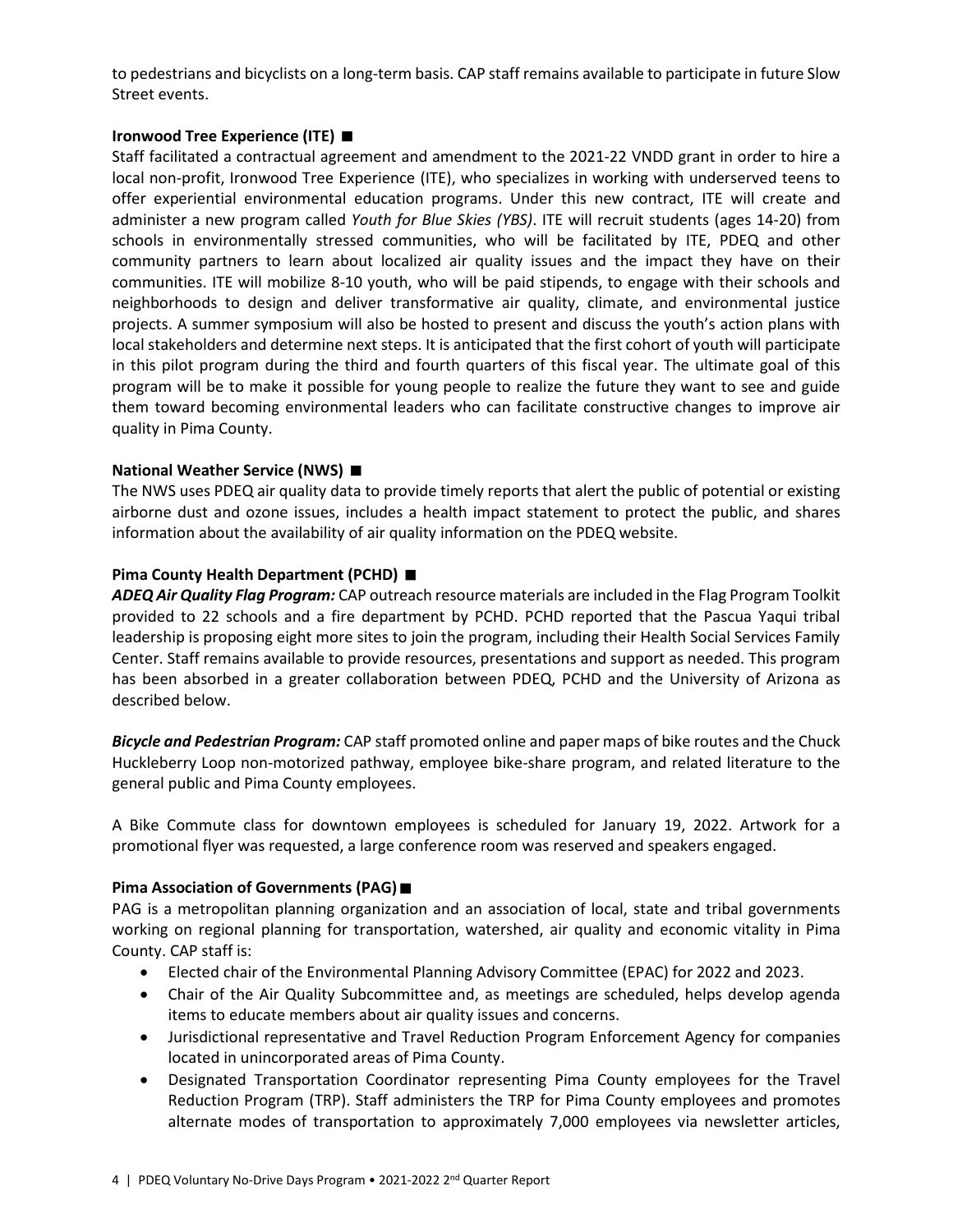to pedestrians and bicyclists on a long-term basis. CAP staff remains available to participate in future Slow Street events.

**Ironwood Tree Experience (ITE) ■**

Staff facilitated a contractual agreement and amendment to the 2021-22 VNDD grant in order to hire a local non-profit, Ironwood Tree Experience (ITE), who specializes in working with underserved teens to offer experiential environmental education programs. Under this new contract, ITE will create and administer a new program called *Youth for Blue Skies (YBS)*. ITE will recruit students (ages 14-20) from schools in environmentally stressed communities, who will be facilitated by ITE, PDEQ and other community partners to learn about localized air quality issues and the impact they have on their communities. ITE will mobilize 8-10 youth, who will be paid stipends, to engage with their schools and neighborhoods to design and deliver transformative air quality, climate, and environmental justice projects. A summer symposium will also be hosted to present and discuss the youth's action plans with local stakeholders and determine next steps. It is anticipated that the first cohort of youth will participate in this pilot program during the third and fourth quarters of this fiscal year. The ultimate goal of this program will be to make it possible for young people to realize the future they want to see and guide them toward becoming environmental leaders who can facilitate constructive changes to improve air quality in Pima County.

**National Weather Service (NWS) ■**

The NWS uses PDEQ air quality data to provide timely reports that alert the public of potential or existing airborne dust and ozone issues, includes a health impact statement to protect the public, and shares information about the availability of air quality information on the PDEQ website.

**Pima County Health Department (PCHD) ■**

***ADEQ Air Quality Flag Program:*** CAP outreach resource materials are included in the Flag Program Toolkit provided to 22 schools and a fire department by PCHD. PCHD reported that the Pascua Yaqui tribal leadership is proposing eight more sites to join the program, including their Health Social Services Family Center. Staff remains available to provide resources, presentations and support as needed. This program has been absorbed in a greater collaboration between PDEQ, PCHD and the University of Arizona as described below.

***Bicycle and Pedestrian Program:*** CAP staff promoted online and paper maps of bike routes and the Chuck Huckleberry Loop non-motorized pathway, employee bike-share program, and related literature to the general public and Pima County employees.

A Bike Commute class for downtown employees is scheduled for January 19, 2022. Artwork for a promotional flyer was requested, a large conference room was reserved and speakers engaged.

**Pima Association of Governments (PAG) ■**

PAG is a metropolitan planning organization and an association of local, state and tribal governments working on regional planning for transportation, watershed, air quality and economic vitality in Pima County. CAP staff is:

- Elected chair of the Environmental Planning Advisory Committee (EPAC) for 2022 and 2023.
- Chair of the Air Quality Subcommittee and, as meetings are scheduled, helps develop agenda items to educate members about air quality issues and concerns.
- Jurisdictional representative and Travel Reduction Program Enforcement Agency for companies located in unincorporated areas of Pima County.
- Designated Transportation Coordinator representing Pima County employees for the Travel Reduction Program (TRP). Staff administers the TRP for Pima County employees and promotes alternate modes of transportation to approximately 7,000 employees via newsletter articles,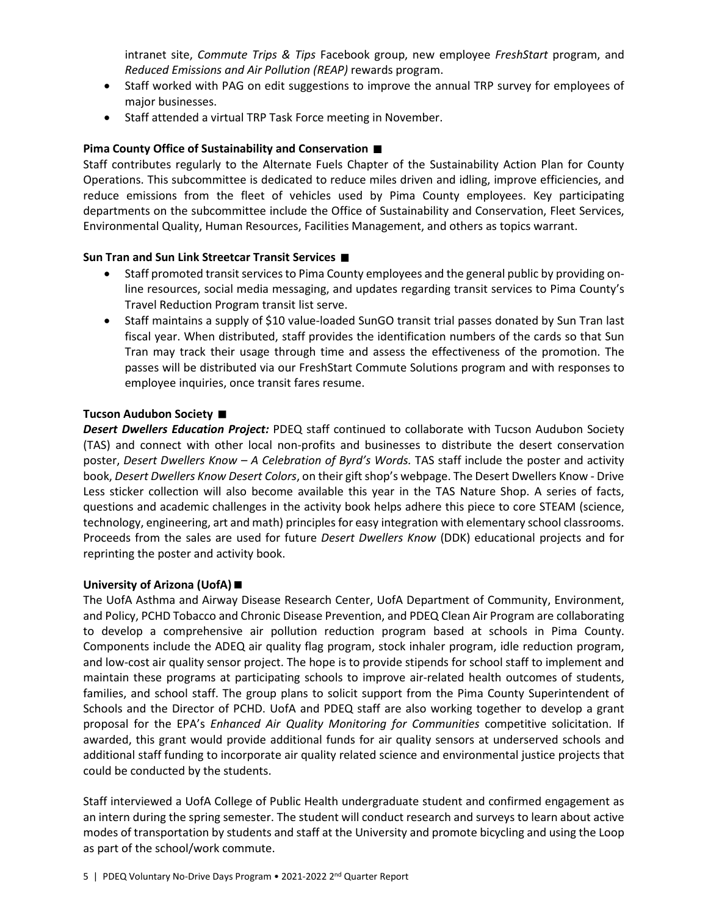intranet site, *Commute Trips & Tips* Facebook group, new employee *FreshStart* program, and *Reduced Emissions and Air Pollution (REAP)* rewards program.

- Staff worked with PAG on edit suggestions to improve the annual TRP survey for employees of major businesses.
- Staff attended a virtual TRP Task Force meeting in November.

**Pima County Office of Sustainability and Conservation ■**

Staff contributes regularly to the Alternate Fuels Chapter of the Sustainability Action Plan for County Operations. This subcommittee is dedicated to reduce miles driven and idling, improve efficiencies, and reduce emissions from the fleet of vehicles used by Pima County employees. Key participating departments on the subcommittee include the Office of Sustainability and Conservation, Fleet Services, Environmental Quality, Human Resources, Facilities Management, and others as topics warrant.

**Sun Tran and Sun Link Streetcar Transit Services ■**

- Staff promoted transit services to Pima County employees and the general public by providing on-line resources, social media messaging, and updates regarding transit services to Pima County's Travel Reduction Program transit list serve.
- Staff maintains a supply of $10 value-loaded SunGO transit trial passes donated by Sun Tran last fiscal year. When distributed, staff provides the identification numbers of the cards so that Sun Tran may track their usage through time and assess the effectiveness of the promotion. The passes will be distributed via our FreshStart Commute Solutions program and with responses to employee inquiries, once transit fares resume.

**Tucson Audubon Society ■**

***Desert Dwellers Education Project:*** PDEQ staff continued to collaborate with Tucson Audubon Society (TAS) and connect with other local non-profits and businesses to distribute the desert conservation poster, *Desert Dwellers Know – A Celebration of Byrd's Words.* TAS staff include the poster and activity book, *Desert Dwellers Know Desert Colors*, on their gift shop's webpage. The Desert Dwellers Know - Drive Less sticker collection will also become available this year in the TAS Nature Shop. A series of facts, questions and academic challenges in the activity book helps adhere this piece to core STEAM (science, technology, engineering, art and math) principles for easy integration with elementary school classrooms. Proceeds from the sales are used for future *Desert Dwellers Know* (DDK) educational projects and for reprinting the poster and activity book.

**University of Arizona (UofA) ■**

The UofA Asthma and Airway Disease Research Center, UofA Department of Community, Environment, and Policy, PCHD Tobacco and Chronic Disease Prevention, and PDEQ Clean Air Program are collaborating to develop a comprehensive air pollution reduction program based at schools in Pima County. Components include the ADEQ air quality flag program, stock inhaler program, idle reduction program, and low-cost air quality sensor project. The hope is to provide stipends for school staff to implement and maintain these programs at participating schools to improve air-related health outcomes of students, families, and school staff. The group plans to solicit support from the Pima County Superintendent of Schools and the Director of PCHD. UofA and PDEQ staff are also working together to develop a grant proposal for the EPA's *Enhanced Air Quality Monitoring for Communities* competitive solicitation. If awarded, this grant would provide additional funds for air quality sensors at underserved schools and additional staff funding to incorporate air quality related science and environmental justice projects that could be conducted by the students.

Staff interviewed a UofA College of Public Health undergraduate student and confirmed engagement as an intern during the spring semester. The student will conduct research and surveys to learn about active modes of transportation by students and staff at the University and promote bicycling and using the Loop as part of the school/work commute.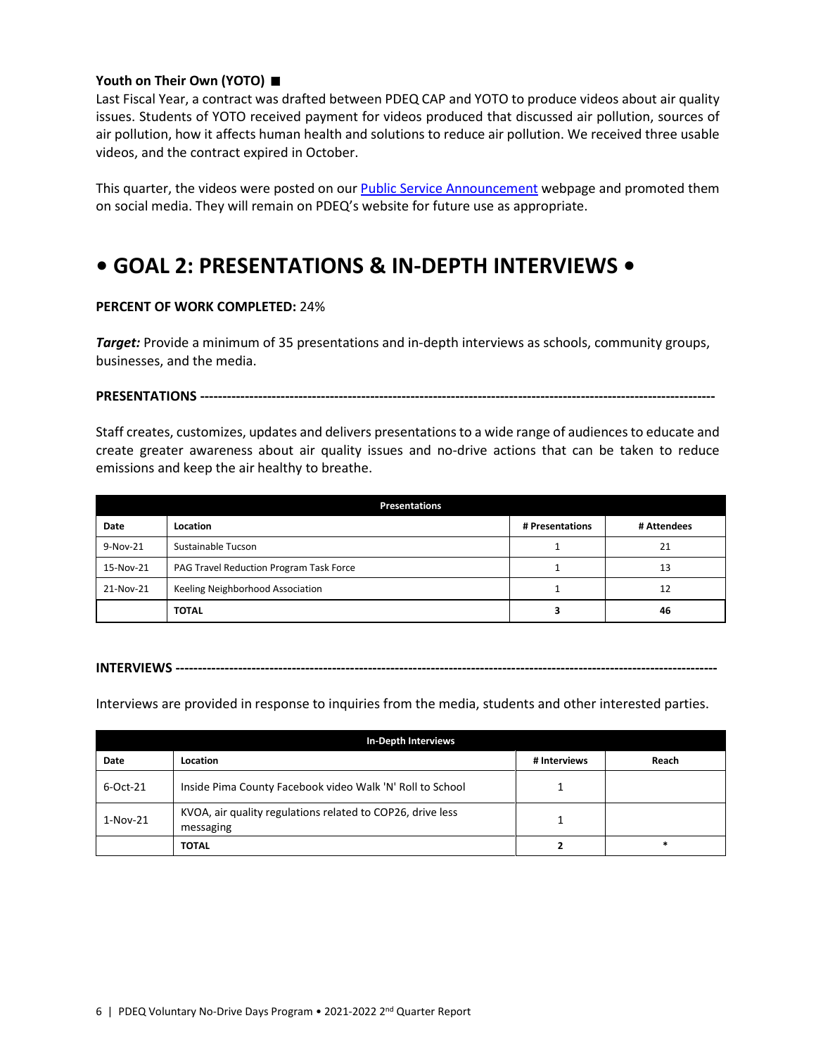**Youth on Their Own (YOTO) ■**

Last Fiscal Year, a contract was drafted between PDEQ CAP and YOTO to produce videos about air quality issues. Students of YOTO received payment for videos produced that discussed air pollution, sources of air pollution, how it affects human health and solutions to reduce air pollution. We received three usable videos, and the contract expired in October.

This quarter, the videos were posted on our Public Service Announcement webpage and promoted them on social media. They will remain on PDEQ's website for future use as appropriate.

# • GOAL 2: PRESENTATIONS & IN-DEPTH INTERVIEWS •

**PERCENT OF WORK COMPLETED:** 24%

***Target:*** Provide a minimum of 35 presentations and in-depth interviews as schools, community groups, businesses, and the media.

**PRESENTATIONS ---------------------------------------------------------------------------------------------------------------**

Staff creates, customizes, updates and delivers presentations to a wide range of audiences to educate and create greater awareness about air quality issues and no-drive actions that can be taken to reduce emissions and keep the air healthy to breathe.

| Presentations | | | |
|---|---|---|---|
| **Date** | **Location** | **# Presentations** | **# Attendees** |
| 9-Nov-21 | Sustainable Tucson | 1 | 21 |
| 15-Nov-21 | PAG Travel Reduction Program Task Force | 1 | 13 |
| 21-Nov-21 | Keeling Neighborhood Association | 1 | 12 |
| | **TOTAL** | **3** | **46** |

**INTERVIEWS ------------------------------------------------------------------------------------------------------------------**

Interviews are provided in response to inquiries from the media, students and other interested parties.

| In-Depth Interviews | | | |
|---|---|---|---|
| **Date** | **Location** | **# Interviews** | **Reach** |
| 6-Oct-21 | Inside Pima County Facebook video Walk 'N' Roll to School | 1 | |
| 1-Nov-21 | KVOA, air quality regulations related to COP26, drive less messaging | 1 | |
| | **TOTAL** | **2** | * |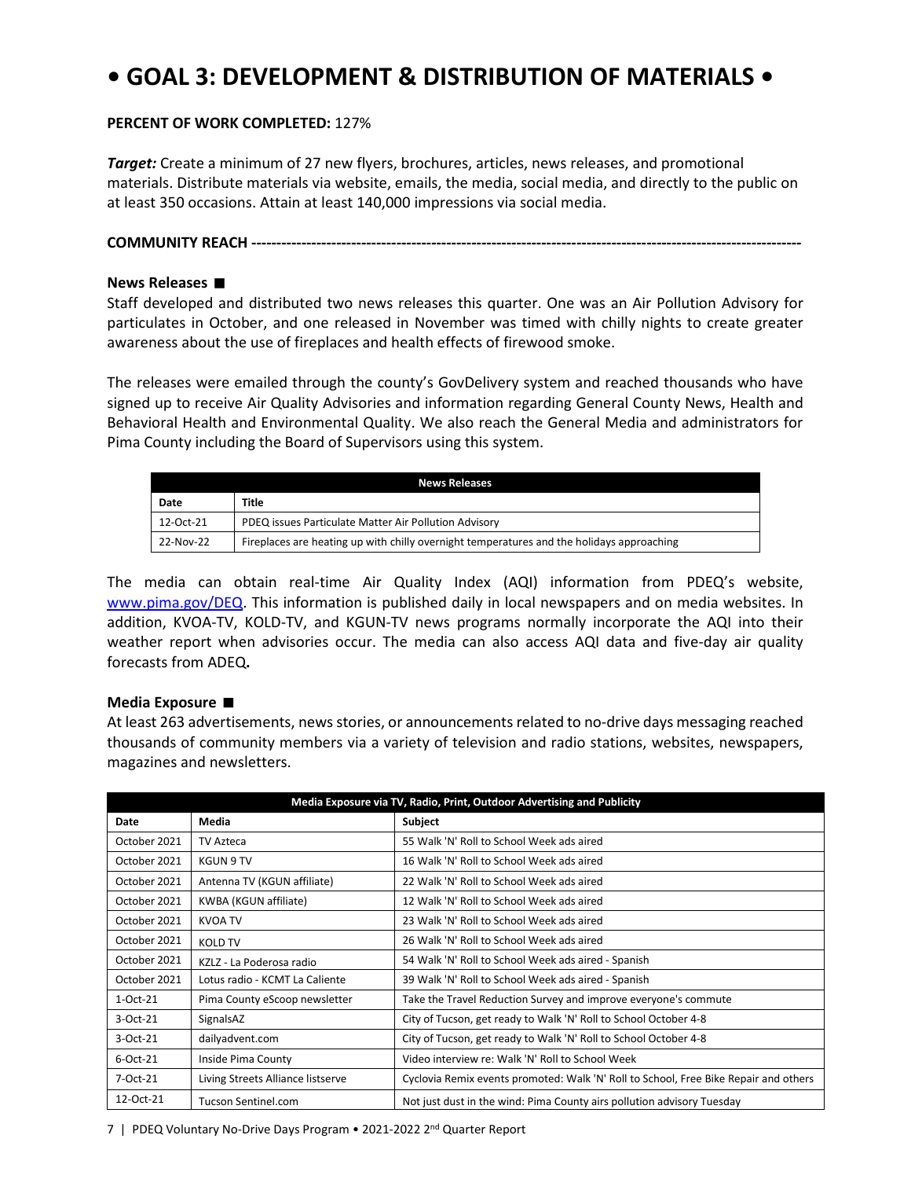# • GOAL 3: DEVELOPMENT & DISTRIBUTION OF MATERIALS •

**PERCENT OF WORK COMPLETED:** 127%

***Target:*** Create a minimum of 27 new flyers, brochures, articles, news releases, and promotional materials. Distribute materials via website, emails, the media, social media, and directly to the public on at least 350 occasions. Attain at least 140,000 impressions via social media.

**COMMUNITY REACH ----------------------------------------------------------------------------------------------------------**

**News Releases ■**

Staff developed and distributed two news releases this quarter. One was an Air Pollution Advisory for particulates in October, and one released in November was timed with chilly nights to create greater awareness about the use of fireplaces and health effects of firewood smoke.

The releases were emailed through the county's GovDelivery system and reached thousands who have signed up to receive Air Quality Advisories and information regarding General County News, Health and Behavioral Health and Environmental Quality. We also reach the General Media and administrators for Pima County including the Board of Supervisors using this system.

| News Releases | |
|---|---|
| **Date** | **Title** |
| 12-Oct-21 | PDEQ issues Particulate Matter Air Pollution Advisory |
| 22-Nov-22 | Fireplaces are heating up with chilly overnight temperatures and the holidays approaching |

The media can obtain real-time Air Quality Index (AQI) information from PDEQ's website, [www.pima.gov/DEQ](www.pima.gov/DEQ). This information is published daily in local newspapers and on media websites. In addition, KVOA-TV, KOLD-TV, and KGUN-TV news programs normally incorporate the AQI into their weather report when advisories occur. The media can also access AQI data and five-day air quality forecasts from ADEQ**.**

**Media Exposure ■**

At least 263 advertisements, news stories, or announcements related to no-drive days messaging reached thousands of community members via a variety of television and radio stations, websites, newspapers, magazines and newsletters.

| Media Exposure via TV, Radio, Print, Outdoor Advertising and Publicity | | |
|---|---|---|
| **Date** | **Media** | **Subject** |
| October 2021 | TV Azteca | 55 Walk 'N' Roll to School Week ads aired |
| October 2021 | KGUN 9 TV | 16 Walk 'N' Roll to School Week ads aired |
| October 2021 | Antenna TV (KGUN affiliate) | 22 Walk 'N' Roll to School Week ads aired |
| October 2021 | KWBA (KGUN affiliate) | 12 Walk 'N' Roll to School Week ads aired |
| October 2021 | KVOA TV | 23 Walk 'N' Roll to School Week ads aired |
| October 2021 | KOLD TV | 26 Walk 'N' Roll to School Week ads aired |
| October 2021 | KZLZ - La Poderosa radio | 54 Walk 'N' Roll to School Week ads aired - Spanish |
| October 2021 | Lotus radio - KCMT La Caliente | 39 Walk 'N' Roll to School Week ads aired - Spanish |
| 1-Oct-21 | Pima County eScoop newsletter | Take the Travel Reduction Survey and improve everyone's commute |
| 3-Oct-21 | SignalsAZ | City of Tucson, get ready to Walk 'N' Roll to School October 4-8 |
| 3-Oct-21 | dailyadvent.com | City of Tucson, get ready to Walk 'N' Roll to School October 4-8 |
| 6-Oct-21 | Inside Pima County | Video interview re: Walk 'N' Roll to School Week |
| 7-Oct-21 | Living Streets Alliance listserve | Cyclovia Remix events promoted: Walk 'N' Roll to School, Free Bike Repair and others |
| 12-Oct-21 | Tucson Sentinel.com | Not just dust in the wind: Pima County airs pollution advisory Tuesday |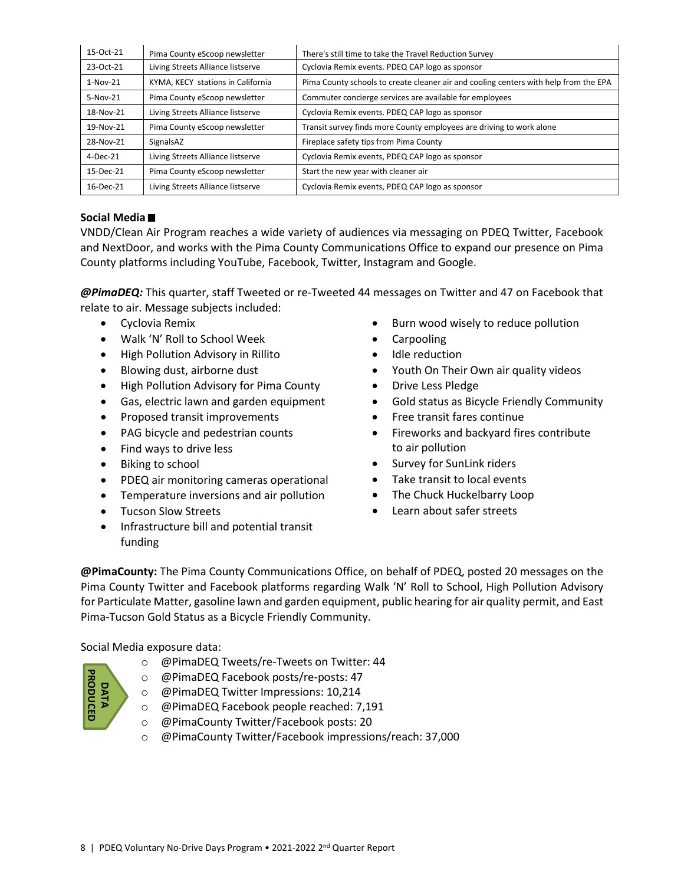| | | |
|---|---|---|
| 15-Oct-21 | Pima County eScoop newsletter | There's still time to take the Travel Reduction Survey |
| 23-Oct-21 | Living Streets Alliance listserve | Cyclovia Remix events. PDEQ CAP logo as sponsor |
| 1-Nov-21 | KYMA, KECY stations in California | Pima County schools to create cleaner air and cooling centers with help from the EPA |
| 5-Nov-21 | Pima County eScoop newsletter | Commuter concierge services are available for employees |
| 18-Nov-21 | Living Streets Alliance listserve | Cyclovia Remix events. PDEQ CAP logo as sponsor |
| 19-Nov-21 | Pima County eScoop newsletter | Transit survey finds more County employees are driving to work alone |
| 28-Nov-21 | SignalsAZ | Fireplace safety tips from Pima County |
| 4-Dec-21 | Living Streets Alliance listserve | Cyclovia Remix events, PDEQ CAP logo as sponsor |
| 15-Dec-21 | Pima County eScoop newsletter | Start the new year with cleaner air |
| 16-Dec-21 | Living Streets Alliance listserve | Cyclovia Remix events, PDEQ CAP logo as sponsor |

**Social Media ■**

VNDD/Clean Air Program reaches a wide variety of audiences via messaging on PDEQ Twitter, Facebook and NextDoor, and works with the Pima County Communications Office to expand our presence on Pima County platforms including YouTube, Facebook, Twitter, Instagram and Google.

***@PimaDEQ:*** This quarter, staff Tweeted or re-Tweeted 44 messages on Twitter and 47 on Facebook that relate to air. Message subjects included:

- Cyclovia Remix
- Walk 'N' Roll to School Week
- High Pollution Advisory in Rillito
- Blowing dust, airborne dust
- High Pollution Advisory for Pima County
- Gas, electric lawn and garden equipment
- Proposed transit improvements
- PAG bicycle and pedestrian counts
- Find ways to drive less
- Biking to school
- PDEQ air monitoring cameras operational
- Temperature inversions and air pollution
- Tucson Slow Streets
- Infrastructure bill and potential transit funding
- Burn wood wisely to reduce pollution
- Carpooling
- Idle reduction
- Youth On Their Own air quality videos
- Drive Less Pledge
- Gold status as Bicycle Friendly Community
- Free transit fares continue
- Fireworks and backyard fires contribute to air pollution
- Survey for SunLink riders
- Take transit to local events
- The Chuck Huckelbarry Loop
- Learn about safer streets

**@PimaCounty:** The Pima County Communications Office, on behalf of PDEQ, posted 20 messages on the Pima County Twitter and Facebook platforms regarding Walk 'N' Roll to School, High Pollution Advisory for Particulate Matter, gasoline lawn and garden equipment, public hearing for air quality permit, and East Pima-Tucson Gold Status as a Bicycle Friendly Community.

Social Media exposure data:

DATA PRODUCED

- @PimaDEQ Tweets/re-Tweets on Twitter: 44
- @PimaDEQ Facebook posts/re-posts: 47
- @PimaDEQ Twitter Impressions: 10,214
- @PimaDEQ Facebook people reached: 7,191
- @PimaCounty Twitter/Facebook posts: 20
- @PimaCounty Twitter/Facebook impressions/reach: 37,000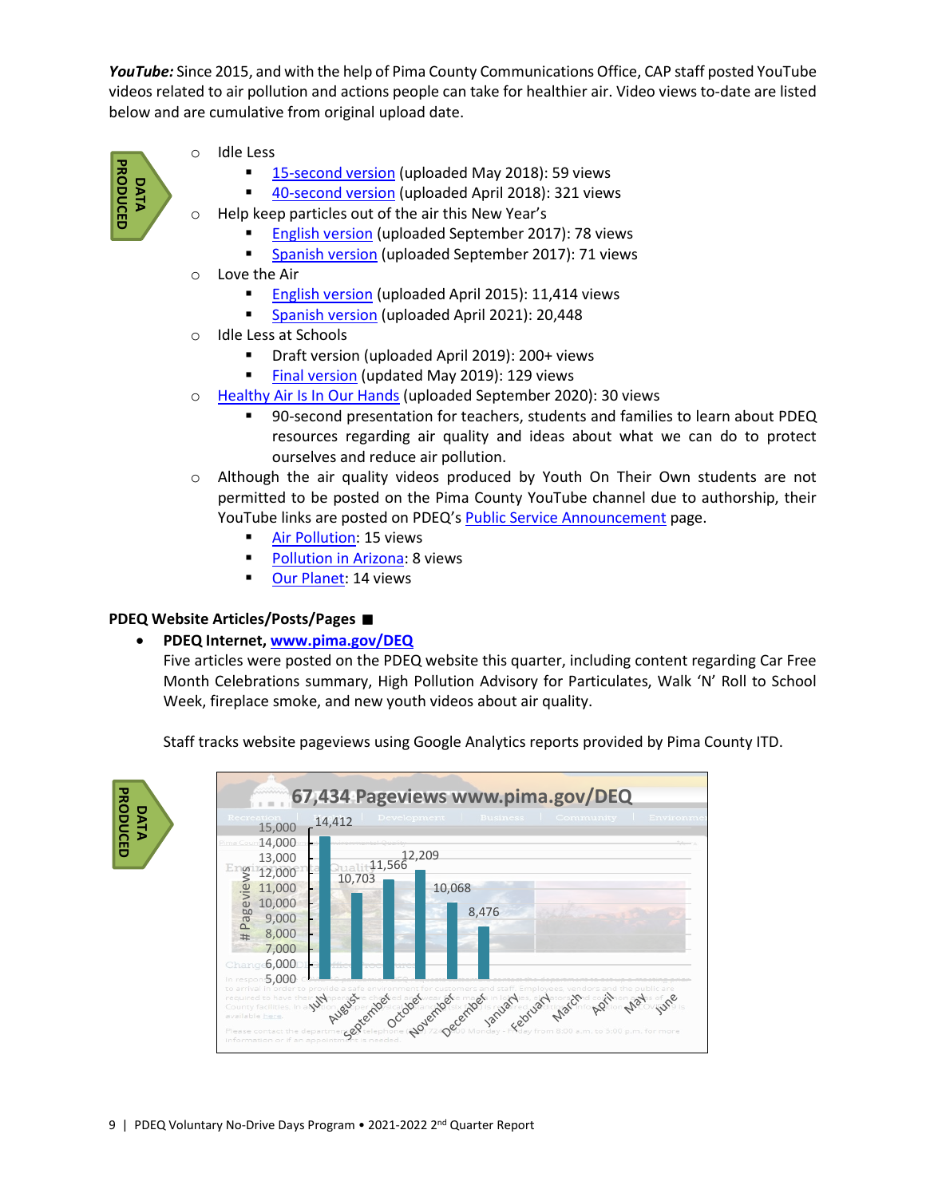***YouTube:*** Since 2015, and with the help of Pima County Communications Office, CAP staff posted YouTube videos related to air pollution and actions people can take for healthier air. Video views to-date are listed below and are cumulative from original upload date.

DATA PRODUCED

- Idle Less
  - 15-second version (uploaded May 2018): 59 views
  - 40-second version (uploaded April 2018): 321 views
- Help keep particles out of the air this New Year's
  - English version (uploaded September 2017): 78 views
  - Spanish version (uploaded September 2017): 71 views
- Love the Air
  - English version (uploaded April 2015): 11,414 views
  - Spanish version (uploaded April 2021): 20,448
- Idle Less at Schools
  - Draft version (uploaded April 2019): 200+ views
  - Final version (updated May 2019): 129 views
- Healthy Air Is In Our Hands (uploaded September 2020): 30 views
  - 90-second presentation for teachers, students and families to learn about PDEQ resources regarding air quality and ideas about what we can do to protect ourselves and reduce air pollution.
- Although the air quality videos produced by Youth On Their Own students are not permitted to be posted on the Pima County YouTube channel due to authorship, their YouTube links are posted on PDEQ's Public Service Announcement page.
  - Air Pollution: 15 views
  - Pollution in Arizona: 8 views
  - Our Planet: 14 views

**PDEQ Website Articles/Posts/Pages ■**

- **PDEQ Internet, www.pima.gov/DEQ**

  Five articles were posted on the PDEQ website this quarter, including content regarding Car Free Month Celebrations summary, High Pollution Advisory for Particulates, Walk 'N' Roll to School Week, fireplace smoke, and new youth videos about air quality.

  Staff tracks website pageviews using Google Analytics reports provided by Pima County ITD.

DATA PRODUCED

67,434 Pageviews www.pima.gov/DEQ

# Pageviews

5,000
6,000
7,000
8,000
9,000
10,000
11,000
12,000
13,000
14,000
15,000

14,412
10,703
11,566
12,209
10,068
8,476

July
August
September
October
November
December
January
February
March
April
May
June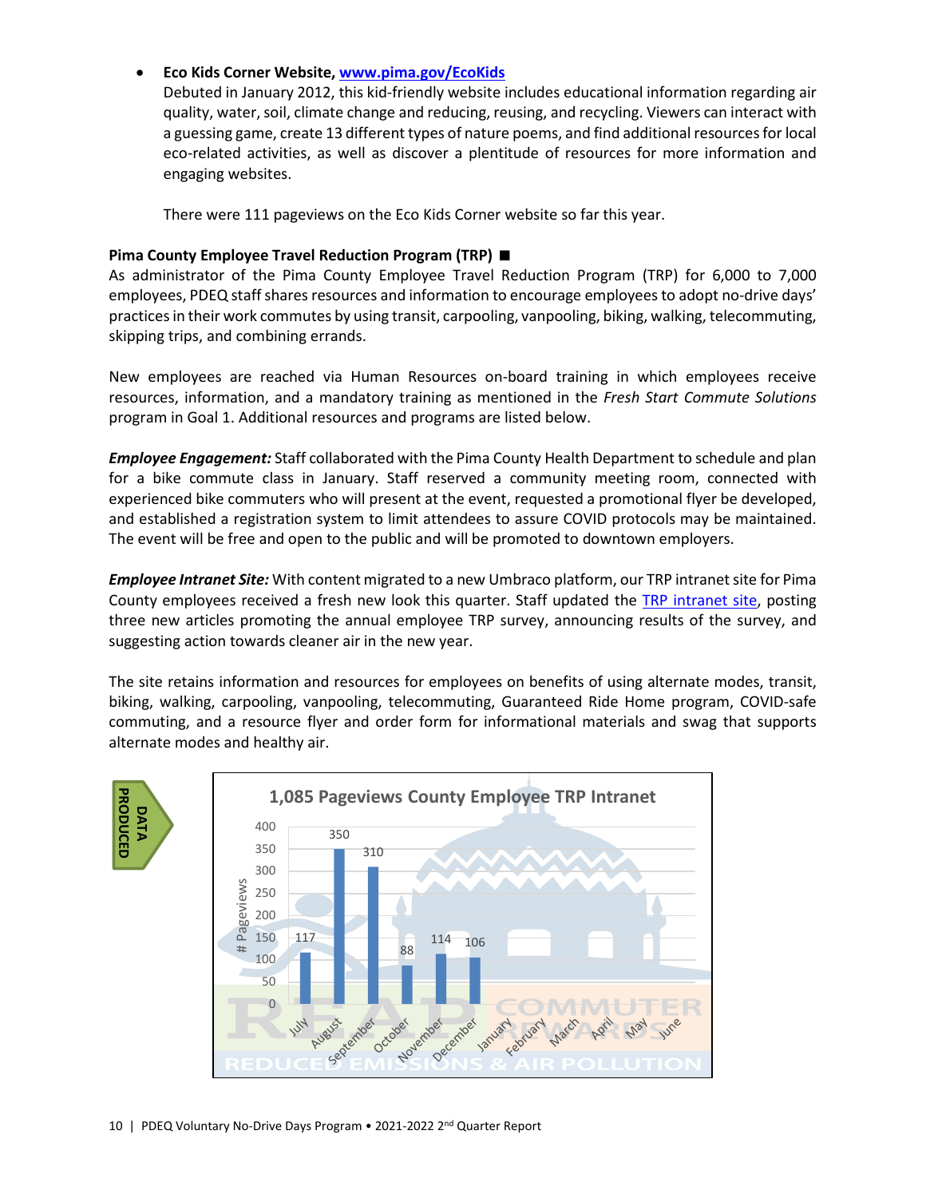- **Eco Kids Corner Website, [www.pima.gov/EcoKids](www.pima.gov/EcoKids)**
  Debuted in January 2012, this kid-friendly website includes educational information regarding air quality, water, soil, climate change and reducing, reusing, and recycling. Viewers can interact with a guessing game, create 13 different types of nature poems, and find additional resources for local eco-related activities, as well as discover a plentitude of resources for more information and engaging websites.

  There were 111 pageviews on the Eco Kids Corner website so far this year.

**Pima County Employee Travel Reduction Program (TRP) ■**

As administrator of the Pima County Employee Travel Reduction Program (TRP) for 6,000 to 7,000 employees, PDEQ staff shares resources and information to encourage employees to adopt no-drive days' practices in their work commutes by using transit, carpooling, vanpooling, biking, walking, telecommuting, skipping trips, and combining errands.

New employees are reached via Human Resources on-board training in which employees receive resources, information, and a mandatory training as mentioned in the *Fresh Start Commute Solutions* program in Goal 1. Additional resources and programs are listed below.

***Employee Engagement:*** Staff collaborated with the Pima County Health Department to schedule and plan for a bike commute class in January. Staff reserved a community meeting room, connected with experienced bike commuters who will present at the event, requested a promotional flyer be developed, and established a registration system to limit attendees to assure COVID protocols may be maintained. The event will be free and open to the public and will be promoted to downtown employers.

***Employee Intranet Site:*** With content migrated to a new Umbraco platform, our TRP intranet site for Pima County employees received a fresh new look this quarter. Staff updated the TRP intranet site, posting three new articles promoting the annual employee TRP survey, announcing results of the survey, and suggesting action towards cleaner air in the new year.

The site retains information and resources for employees on benefits of using alternate modes, transit, biking, walking, carpooling, vanpooling, telecommuting, Guaranteed Ride Home program, COVID-safe commuting, and a resource flyer and order form for informational materials and swag that supports alternate modes and healthy air.

DATA PRODUCED

1,085 Pageviews County Employee TRP Intranet

# Pageviews

400
350
300
250
200
150
100
50
0

350
310
117
88
114
106

July
August
September
October
November
December
January
February
March
April
May
June

READ COMMUTER REWARDS
REDUCED EMISSIONS & AIR POLLUTION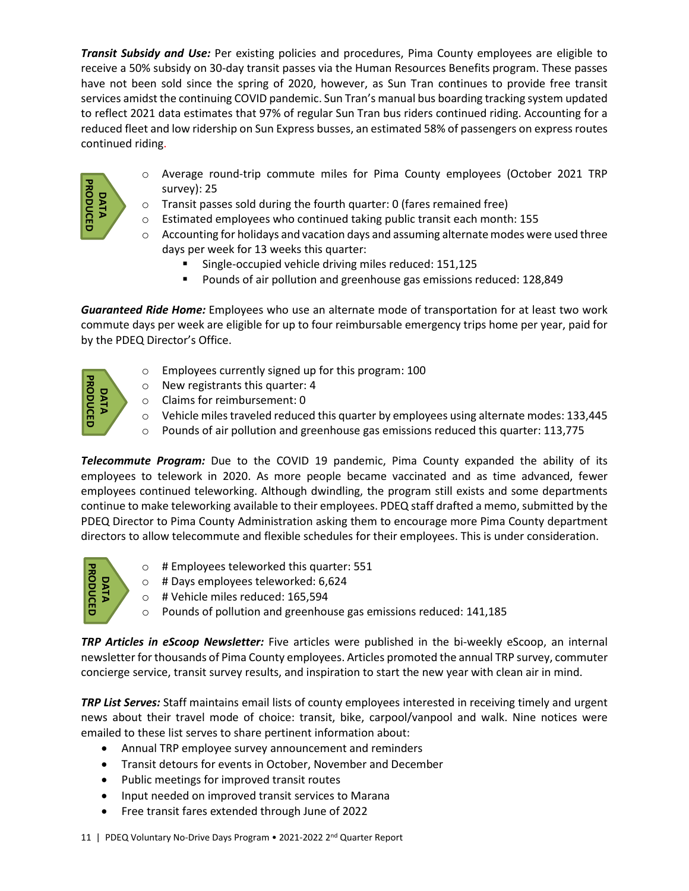***Transit Subsidy and Use:*** Per existing policies and procedures, Pima County employees are eligible to receive a 50% subsidy on 30-day transit passes via the Human Resources Benefits program. These passes have not been sold since the spring of 2020, however, as Sun Tran continues to provide free transit services amidst the continuing COVID pandemic. Sun Tran's manual bus boarding tracking system updated to reflect 2021 data estimates that 97% of regular Sun Tran bus riders continued riding. Accounting for a reduced fleet and low ridership on Sun Express busses, an estimated 58% of passengers on express routes continued riding.

DATA PRODUCED

- Average round-trip commute miles for Pima County employees (October 2021 TRP survey): 25
- Transit passes sold during the fourth quarter: 0 (fares remained free)
- Estimated employees who continued taking public transit each month: 155
- Accounting for holidays and vacation days and assuming alternate modes were used three days per week for 13 weeks this quarter:
  - Single-occupied vehicle driving miles reduced: 151,125
  - Pounds of air pollution and greenhouse gas emissions reduced: 128,849

***Guaranteed Ride Home:*** Employees who use an alternate mode of transportation for at least two work commute days per week are eligible for up to four reimbursable emergency trips home per year, paid for by the PDEQ Director's Office.

DATA PRODUCED

- Employees currently signed up for this program: 100
- New registrants this quarter: 4
- Claims for reimbursement: 0
- Vehicle miles traveled reduced this quarter by employees using alternate modes: 133,445
- Pounds of air pollution and greenhouse gas emissions reduced this quarter: 113,775

***Telecommute Program:*** Due to the COVID 19 pandemic, Pima County expanded the ability of its employees to telework in 2020. As more people became vaccinated and as time advanced, fewer employees continued teleworking. Although dwindling, the program still exists and some departments continue to make teleworking available to their employees. PDEQ staff drafted a memo, submitted by the PDEQ Director to Pima County Administration asking them to encourage more Pima County department directors to allow telecommute and flexible schedules for their employees. This is under consideration.

DATA PRODUCED

- # Employees teleworked this quarter: 551
- # Days employees teleworked: 6,624
- # Vehicle miles reduced: 165,594
- Pounds of pollution and greenhouse gas emissions reduced: 141,185

***TRP Articles in eScoop Newsletter:*** Five articles were published in the bi-weekly eScoop, an internal newsletter for thousands of Pima County employees. Articles promoted the annual TRP survey, commuter concierge service, transit survey results, and inspiration to start the new year with clean air in mind.

***TRP List Serves:*** Staff maintains email lists of county employees interested in receiving timely and urgent news about their travel mode of choice: transit, bike, carpool/vanpool and walk. Nine notices were emailed to these list serves to share pertinent information about:

- Annual TRP employee survey announcement and reminders
- Transit detours for events in October, November and December
- Public meetings for improved transit routes
- Input needed on improved transit services to Marana
- Free transit fares extended through June of 2022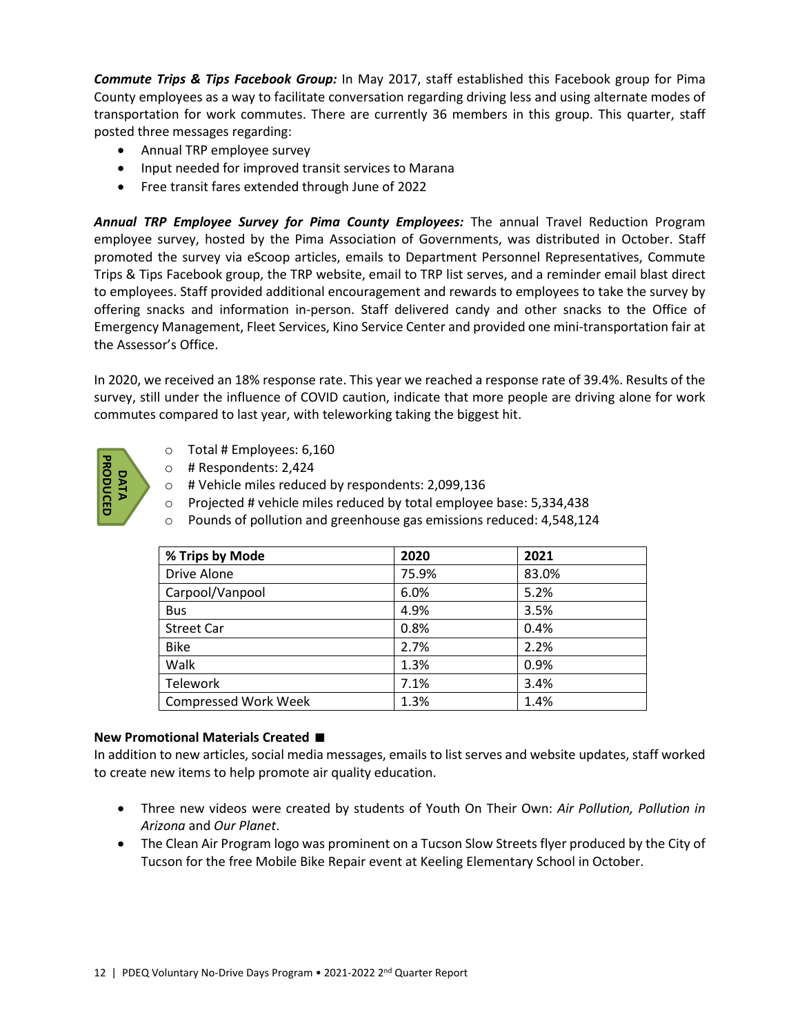***Commute Trips & Tips Facebook Group:*** In May 2017, staff established this Facebook group for Pima County employees as a way to facilitate conversation regarding driving less and using alternate modes of transportation for work commutes. There are currently 36 members in this group. This quarter, staff posted three messages regarding:

- Annual TRP employee survey
- Input needed for improved transit services to Marana
- Free transit fares extended through June of 2022

***Annual TRP Employee Survey for Pima County Employees:*** The annual Travel Reduction Program employee survey, hosted by the Pima Association of Governments, was distributed in October. Staff promoted the survey via eScoop articles, emails to Department Personnel Representatives, Commute Trips & Tips Facebook group, the TRP website, email to TRP list serves, and a reminder email blast direct to employees. Staff provided additional encouragement and rewards to employees to take the survey by offering snacks and information in-person. Staff delivered candy and other snacks to the Office of Emergency Management, Fleet Services, Kino Service Center and provided one mini-transportation fair at the Assessor's Office.

In 2020, we received an 18% response rate. This year we reached a response rate of 39.4%. Results of the survey, still under the influence of COVID caution, indicate that more people are driving alone for work commutes compared to last year, with teleworking taking the biggest hit.

DATA PRODUCED

- Total # Employees: 6,160
- # Respondents: 2,424
- # Vehicle miles reduced by respondents: 2,099,136
- Projected # vehicle miles reduced by total employee base: 5,334,438
- Pounds of pollution and greenhouse gas emissions reduced: 4,548,124

| % Trips by Mode | 2020 | 2021 |
|---|---|---|
| Drive Alone | 75.9% | 83.0% |
| Carpool/Vanpool | 6.0% | 5.2% |
| Bus | 4.9% | 3.5% |
| Street Car | 0.8% | 0.4% |
| Bike | 2.7% | 2.2% |
| Walk | 1.3% | 0.9% |
| Telework | 7.1% | 3.4% |
| Compressed Work Week | 1.3% | 1.4% |

**New Promotional Materials Created ■**

In addition to new articles, social media messages, emails to list serves and website updates, staff worked to create new items to help promote air quality education.

- Three new videos were created by students of Youth On Their Own: *Air Pollution, Pollution in Arizona* and *Our Planet*.
- The Clean Air Program logo was prominent on a Tucson Slow Streets flyer produced by the City of Tucson for the free Mobile Bike Repair event at Keeling Elementary School in October.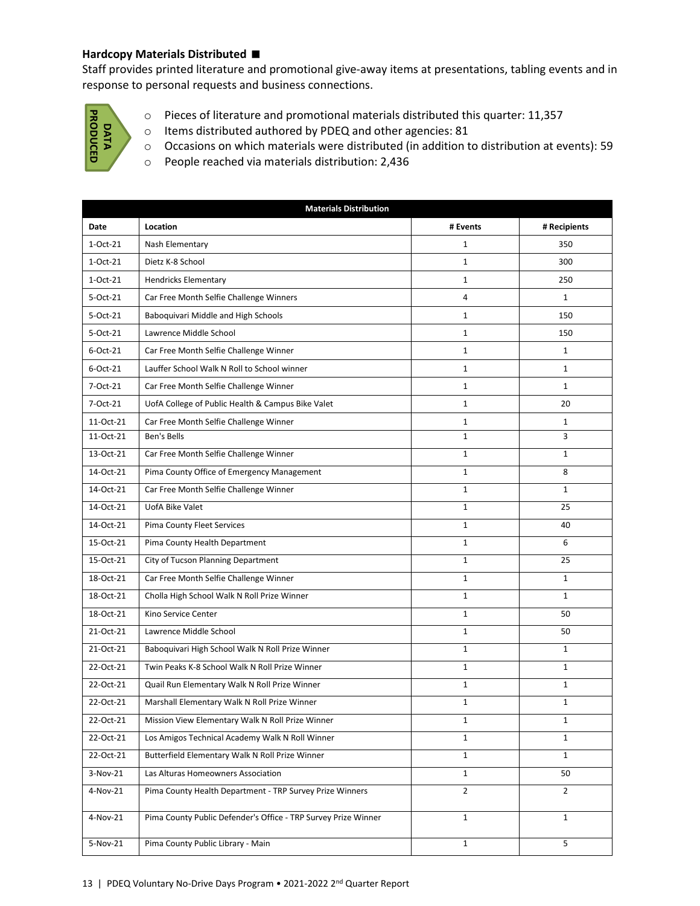### Hardcopy Materials Distributed ■

Staff provides printed literature and promotional give-away items at presentations, tabling events and in response to personal requests and business connections.

DATA PRODUCED

- Pieces of literature and promotional materials distributed this quarter: 11,357
- Items distributed authored by PDEQ and other agencies: 81
- Occasions on which materials were distributed (in addition to distribution at events): 59
- People reached via materials distribution: 2,436

| Materials Distribution | | | |
|---|---|---|---|
| **Date** | **Location** | **# Events** | **# Recipients** |
| 1-Oct-21 | Nash Elementary | 1 | 350 |
| 1-Oct-21 | Dietz K-8 School | 1 | 300 |
| 1-Oct-21 | Hendricks Elementary | 1 | 250 |
| 5-Oct-21 | Car Free Month Selfie Challenge Winners | 4 | 1 |
| 5-Oct-21 | Baboquivari Middle and High Schools | 1 | 150 |
| 5-Oct-21 | Lawrence Middle School | 1 | 150 |
| 6-Oct-21 | Car Free Month Selfie Challenge Winner | 1 | 1 |
| 6-Oct-21 | Lauffer School Walk N Roll to School winner | 1 | 1 |
| 7-Oct-21 | Car Free Month Selfie Challenge Winner | 1 | 1 |
| 7-Oct-21 | UofA College of Public Health & Campus Bike Valet | 1 | 20 |
| 11-Oct-21 | Car Free Month Selfie Challenge Winner | 1 | 1 |
| 11-Oct-21 | Ben's Bells | 1 | 3 |
| 13-Oct-21 | Car Free Month Selfie Challenge Winner | 1 | 1 |
| 14-Oct-21 | Pima County Office of Emergency Management | 1 | 8 |
| 14-Oct-21 | Car Free Month Selfie Challenge Winner | 1 | 1 |
| 14-Oct-21 | UofA Bike Valet | 1 | 25 |
| 14-Oct-21 | Pima County Fleet Services | 1 | 40 |
| 15-Oct-21 | Pima County Health Department | 1 | 6 |
| 15-Oct-21 | City of Tucson Planning Department | 1 | 25 |
| 18-Oct-21 | Car Free Month Selfie Challenge Winner | 1 | 1 |
| 18-Oct-21 | Cholla High School Walk N Roll Prize Winner | 1 | 1 |
| 18-Oct-21 | Kino Service Center | 1 | 50 |
| 21-Oct-21 | Lawrence Middle School | 1 | 50 |
| 21-Oct-21 | Baboquivari High School Walk N Roll Prize Winner | 1 | 1 |
| 22-Oct-21 | Twin Peaks K-8 School Walk N Roll Prize Winner | 1 | 1 |
| 22-Oct-21 | Quail Run Elementary Walk N Roll Prize Winner | 1 | 1 |
| 22-Oct-21 | Marshall Elementary Walk N Roll Prize Winner | 1 | 1 |
| 22-Oct-21 | Mission View Elementary Walk N Roll Prize Winner | 1 | 1 |
| 22-Oct-21 | Los Amigos Technical Academy Walk N Roll Winner | 1 | 1 |
| 22-Oct-21 | Butterfield Elementary Walk N Roll Prize Winner | 1 | 1 |
| 3-Nov-21 | Las Alturas Homeowners Association | 1 | 50 |
| 4-Nov-21 | Pima County Health Department - TRP Survey Prize Winners | 2 | 2 |
| 4-Nov-21 | Pima County Public Defender's Office - TRP Survey Prize Winner | 1 | 1 |
| 5-Nov-21 | Pima County Public Library - Main | 1 | 5 |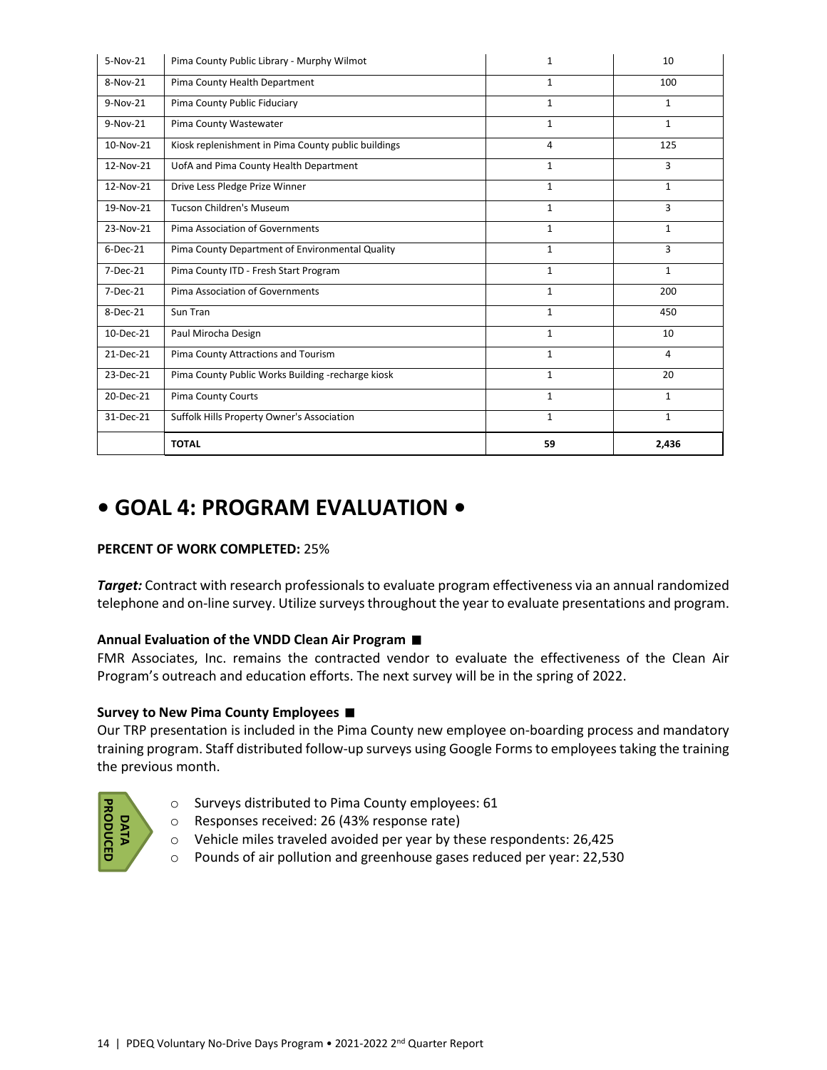| | | | |
|---|---|---|---|
| 5-Nov-21 | Pima County Public Library - Murphy Wilmot | 1 | 10 |
| 8-Nov-21 | Pima County Health Department | 1 | 100 |
| 9-Nov-21 | Pima County Public Fiduciary | 1 | 1 |
| 9-Nov-21 | Pima County Wastewater | 1 | 1 |
| 10-Nov-21 | Kiosk replenishment in Pima County public buildings | 4 | 125 |
| 12-Nov-21 | UofA and Pima County Health Department | 1 | 3 |
| 12-Nov-21 | Drive Less Pledge Prize Winner | 1 | 1 |
| 19-Nov-21 | Tucson Children's Museum | 1 | 3 |
| 23-Nov-21 | Pima Association of Governments | 1 | 1 |
| 6-Dec-21 | Pima County Department of Environmental Quality | 1 | 3 |
| 7-Dec-21 | Pima County ITD - Fresh Start Program | 1 | 1 |
| 7-Dec-21 | Pima Association of Governments | 1 | 200 |
| 8-Dec-21 | Sun Tran | 1 | 450 |
| 10-Dec-21 | Paul Mirocha Design | 1 | 10 |
| 21-Dec-21 | Pima County Attractions and Tourism | 1 | 4 |
| 23-Dec-21 | Pima County Public Works Building -recharge kiosk | 1 | 20 |
| 20-Dec-21 | Pima County Courts | 1 | 1 |
| 31-Dec-21 | Suffolk Hills Property Owner's Association | 1 | 1 |
| | **TOTAL** | **59** | **2,436** |

# • GOAL 4: PROGRAM EVALUATION •

**PERCENT OF WORK COMPLETED:** 25%

***Target:*** Contract with research professionals to evaluate program effectiveness via an annual randomized telephone and on-line survey. Utilize surveys throughout the year to evaluate presentations and program.

**Annual Evaluation of the VNDD Clean Air Program ■**

FMR Associates, Inc. remains the contracted vendor to evaluate the effectiveness of the Clean Air Program's outreach and education efforts. The next survey will be in the spring of 2022.

**Survey to New Pima County Employees ■**

Our TRP presentation is included in the Pima County new employee on-boarding process and mandatory training program. Staff distributed follow-up surveys using Google Forms to employees taking the training the previous month.

DATA PRODUCED

- Surveys distributed to Pima County employees: 61
- Responses received: 26 (43% response rate)
- Vehicle miles traveled avoided per year by these respondents: 26,425
- Pounds of air pollution and greenhouse gases reduced per year: 22,530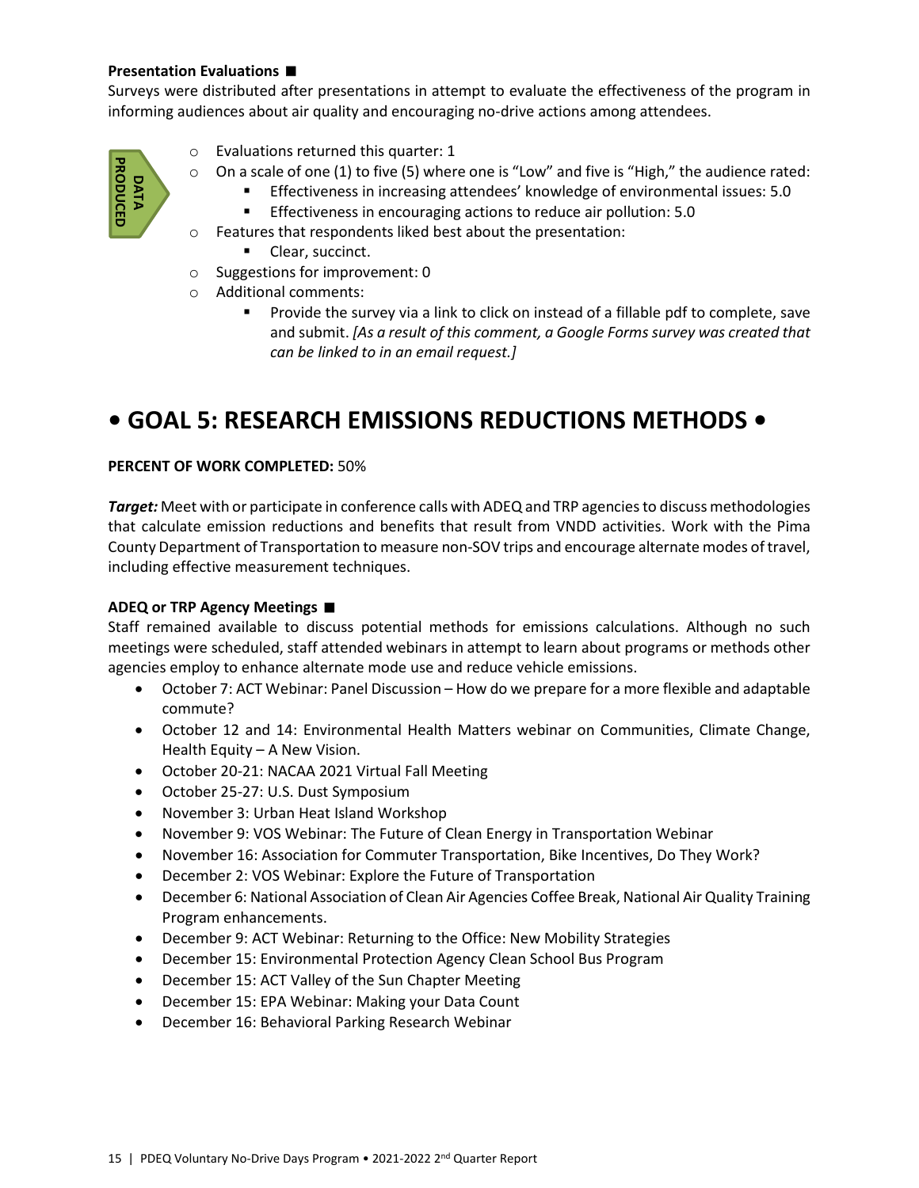**Presentation Evaluations ■**

Surveys were distributed after presentations in attempt to evaluate the effectiveness of the program in informing audiences about air quality and encouraging no-drive actions among attendees.

DATA PRODUCED

- Evaluations returned this quarter: 1
- On a scale of one (1) to five (5) where one is "Low" and five is "High," the audience rated:
  - Effectiveness in increasing attendees' knowledge of environmental issues: 5.0
  - Effectiveness in encouraging actions to reduce air pollution: 5.0
- Features that respondents liked best about the presentation:
  - Clear, succinct.
- Suggestions for improvement: 0
- Additional comments:
  - Provide the survey via a link to click on instead of a fillable pdf to complete, save and submit. *[As a result of this comment, a Google Forms survey was created that can be linked to in an email request.]*

# • GOAL 5: RESEARCH EMISSIONS REDUCTIONS METHODS •

**PERCENT OF WORK COMPLETED:** 50%

***Target:*** Meet with or participate in conference calls with ADEQ and TRP agencies to discuss methodologies that calculate emission reductions and benefits that result from VNDD activities. Work with the Pima County Department of Transportation to measure non-SOV trips and encourage alternate modes of travel, including effective measurement techniques.

**ADEQ or TRP Agency Meetings ■**

Staff remained available to discuss potential methods for emissions calculations. Although no such meetings were scheduled, staff attended webinars in attempt to learn about programs or methods other agencies employ to enhance alternate mode use and reduce vehicle emissions.

- October 7: ACT Webinar: Panel Discussion – How do we prepare for a more flexible and adaptable commute?
- October 12 and 14: Environmental Health Matters webinar on Communities, Climate Change, Health Equity – A New Vision.
- October 20-21: NACAA 2021 Virtual Fall Meeting
- October 25-27: U.S. Dust Symposium
- November 3: Urban Heat Island Workshop
- November 9: VOS Webinar: The Future of Clean Energy in Transportation Webinar
- November 16: Association for Commuter Transportation, Bike Incentives, Do They Work?
- December 2: VOS Webinar: Explore the Future of Transportation
- December 6: National Association of Clean Air Agencies Coffee Break, National Air Quality Training Program enhancements.
- December 9: ACT Webinar: Returning to the Office: New Mobility Strategies
- December 15: Environmental Protection Agency Clean School Bus Program
- December 15: ACT Valley of the Sun Chapter Meeting
- December 15: EPA Webinar: Making your Data Count
- December 16: Behavioral Parking Research Webinar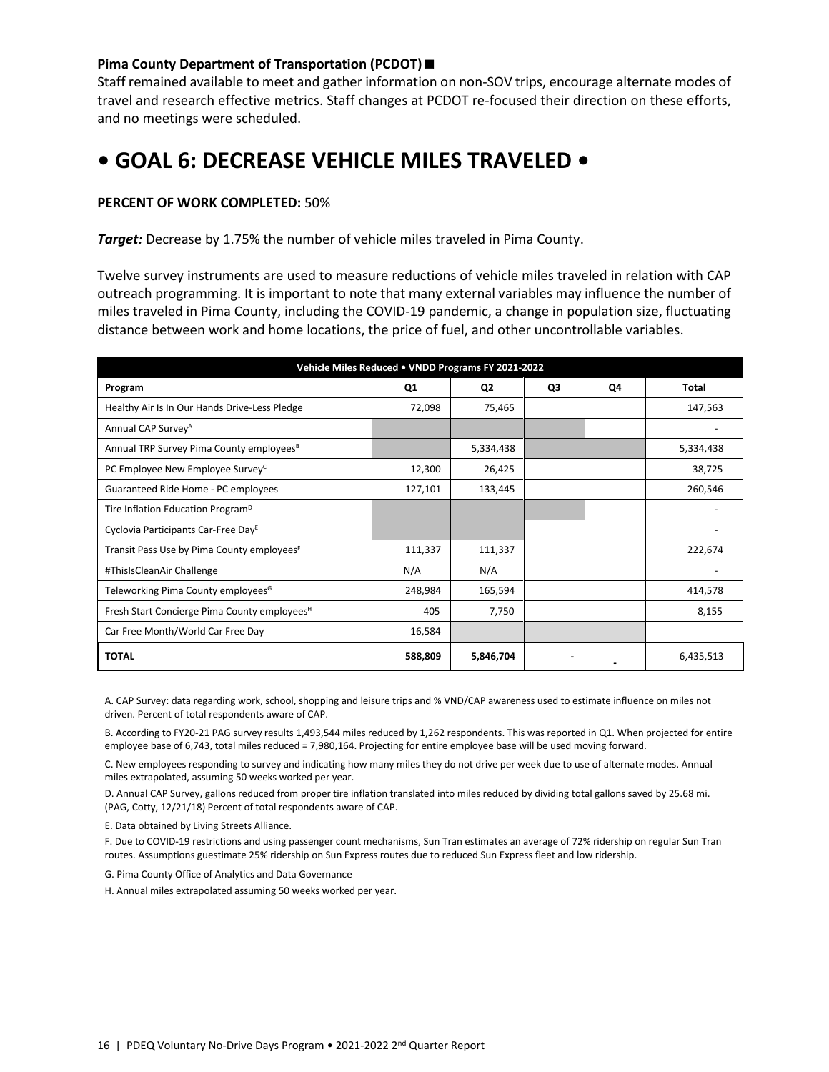**Pima County Department of Transportation (PCDOT)** ■

Staff remained available to meet and gather information on non-SOV trips, encourage alternate modes of travel and research effective metrics. Staff changes at PCDOT re-focused their direction on these efforts, and no meetings were scheduled.

# • GOAL 6: DECREASE VEHICLE MILES TRAVELED •

**PERCENT OF WORK COMPLETED:** 50%

***Target:*** Decrease by 1.75% the number of vehicle miles traveled in Pima County.

Twelve survey instruments are used to measure reductions of vehicle miles traveled in relation with CAP outreach programming. It is important to note that many external variables may influence the number of miles traveled in Pima County, including the COVID-19 pandemic, a change in population size, fluctuating distance between work and home locations, the price of fuel, and other uncontrollable variables.

| Vehicle Miles Reduced • VNDD Programs FY 2021-2022 | | | | | |
|---|---|---|---|---|---|
| **Program** | **Q1** | **Q2** | **Q3** | **Q4** | **Total** |
| Healthy Air Is In Our Hands Drive-Less Pledge | 72,098 | 75,465 | | | 147,563 |
| Annual CAP Survey[A] | | | | | - |
| Annual TRP Survey Pima County employees[B] | | 5,334,438 | | | 5,334,438 |
| PC Employee New Employee Survey[C] | 12,300 | 26,425 | | | 38,725 |
| Guaranteed Ride Home - PC employees | 127,101 | 133,445 | | | 260,546 |
| Tire Inflation Education Program[D] | | | | | - |
| Cyclovia Participants Car-Free Day[E] | | | | | - |
| Transit Pass Use by Pima County employees[F] | 111,337 | 111,337 | | | 222,674 |
| #ThisIsCleanAir Challenge | N/A | N/A | | | - |
| Teleworking Pima County employees[G] | 248,984 | 165,594 | | | 414,578 |
| Fresh Start Concierge Pima County employees[H] | 405 | 7,750 | | | 8,155 |
| Car Free Month/World Car Free Day | 16,584 | | | | |
| **TOTAL** | **588,809** | **5,846,704** | **-** | **-** | 6,435,513 |

A. CAP Survey: data regarding work, school, shopping and leisure trips and % VND/CAP awareness used to estimate influence on miles not driven. Percent of total respondents aware of CAP.

B. According to FY20-21 PAG survey results 1,493,544 miles reduced by 1,262 respondents. This was reported in Q1. When projected for entire employee base of 6,743, total miles reduced = 7,980,164. Projecting for entire employee base will be used moving forward.

C. New employees responding to survey and indicating how many miles they do not drive per week due to use of alternate modes. Annual miles extrapolated, assuming 50 weeks worked per year.

D. Annual CAP Survey, gallons reduced from proper tire inflation translated into miles reduced by dividing total gallons saved by 25.68 mi. (PAG, Cotty, 12/21/18) Percent of total respondents aware of CAP.

E. Data obtained by Living Streets Alliance.

F. Due to COVID-19 restrictions and using passenger count mechanisms, Sun Tran estimates an average of 72% ridership on regular Sun Tran routes. Assumptions guestimate 25% ridership on Sun Express routes due to reduced Sun Express fleet and low ridership.

G. Pima County Office of Analytics and Data Governance

H. Annual miles extrapolated assuming 50 weeks worked per year.